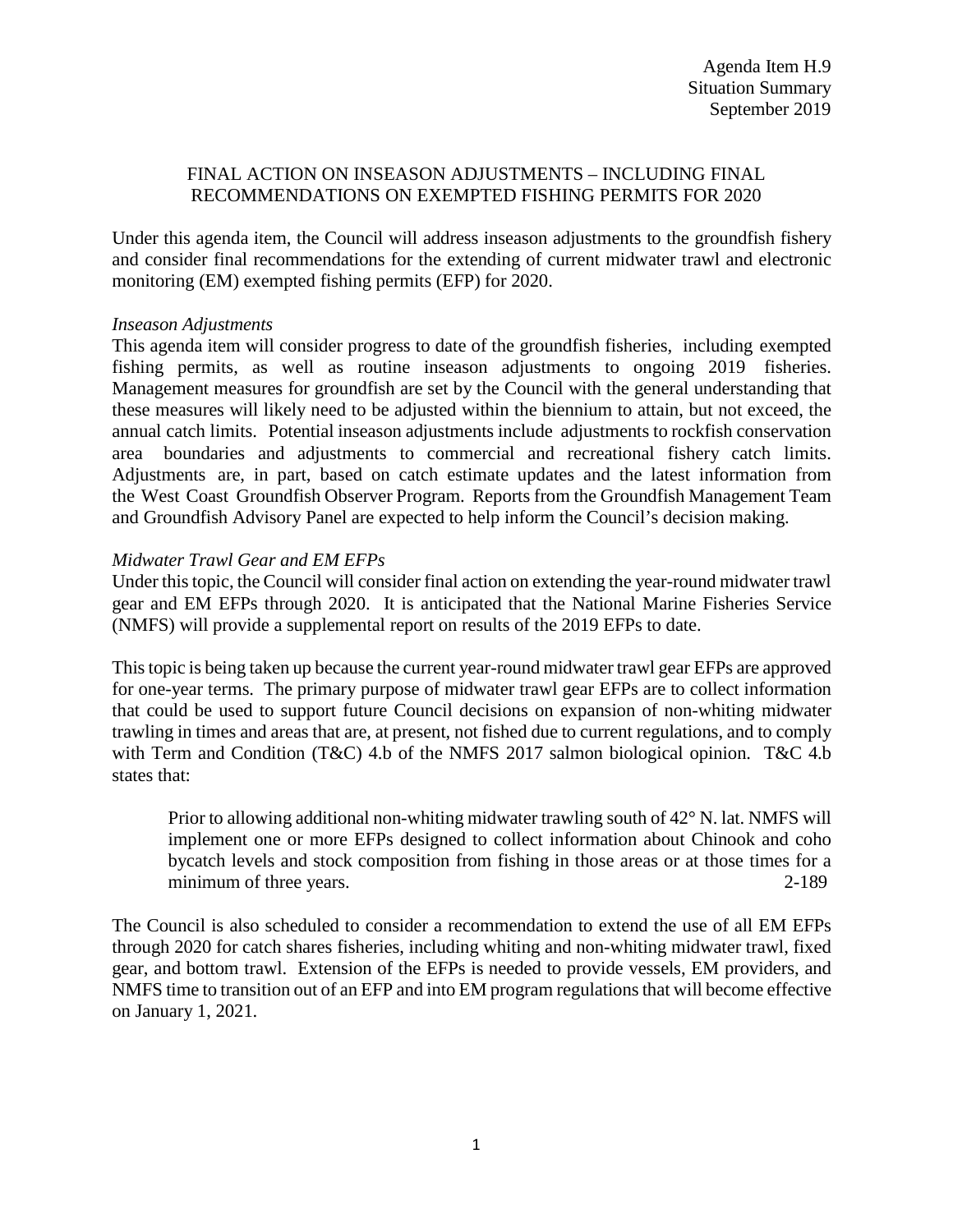Agenda Item H.9
Situation Summary
September 2019

# FINAL ACTION ON INSEASON ADJUSTMENTS – INCLUDING FINAL RECOMMENDATIONS ON EXEMPTED FISHING PERMITS FOR 2020

Under this agenda item, the Council will address inseason adjustments to the groundfish fishery and consider final recommendations for the extending of current midwater trawl and electronic monitoring (EM) exempted fishing permits (EFP) for 2020.

*Inseason Adjustments*

This agenda item will consider progress to date of the groundfish fisheries, including exempted fishing permits, as well as routine inseason adjustments to ongoing 2019 fisheries. Management measures for groundfish are set by the Council with the general understanding that these measures will likely need to be adjusted within the biennium to attain, but not exceed, the annual catch limits. Potential inseason adjustments include adjustments to rockfish conservation area boundaries and adjustments to commercial and recreational fishery catch limits. Adjustments are, in part, based on catch estimate updates and the latest information from the West Coast Groundfish Observer Program. Reports from the Groundfish Management Team and Groundfish Advisory Panel are expected to help inform the Council's decision making.

*Midwater Trawl Gear and EM EFPs*

Under this topic, the Council will consider final action on extending the year-round midwater trawl gear and EM EFPs through 2020. It is anticipated that the National Marine Fisheries Service (NMFS) will provide a supplemental report on results of the 2019 EFPs to date.

This topic is being taken up because the current year-round midwater trawl gear EFPs are approved for one-year terms. The primary purpose of midwater trawl gear EFPs are to collect information that could be used to support future Council decisions on expansion of non-whiting midwater trawling in times and areas that are, at present, not fished due to current regulations, and to comply with Term and Condition (T&C) 4.b of the NMFS 2017 salmon biological opinion. T&C 4.b states that:

> Prior to allowing additional non-whiting midwater trawling south of 42° N. lat. NMFS will implement one or more EFPs designed to collect information about Chinook and coho bycatch levels and stock composition from fishing in those areas or at those times for a minimum of three years. 2-189

The Council is also scheduled to consider a recommendation to extend the use of all EM EFPs through 2020 for catch shares fisheries, including whiting and non-whiting midwater trawl, fixed gear, and bottom trawl. Extension of the EFPs is needed to provide vessels, EM providers, and NMFS time to transition out of an EFP and into EM program regulations that will become effective on January 1, 2021.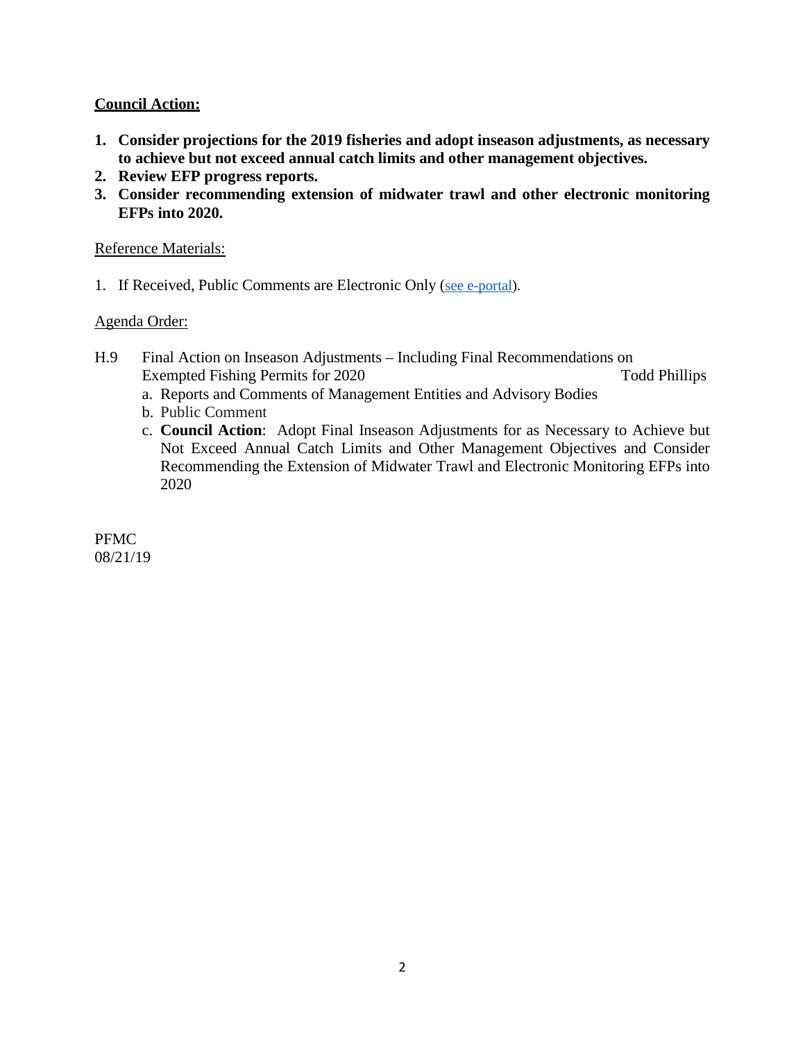**<u>Council Action:</u>**

1. **Consider projections for the 2019 fisheries and adopt inseason adjustments, as necessary to achieve but not exceed annual catch limits and other management objectives.**
2. **Review EFP progress reports.**
3. **Consider recommending extension of midwater trawl and other electronic monitoring EFPs into 2020.**

<u>Reference Materials:</u>

1. If Received, Public Comments are Electronic Only (see e-portal).

<u>Agenda Order:</u>

H.9 Final Action on Inseason Adjustments – Including Final Recommendations on Exempted Fishing Permits for 2020 — Todd Phillips

   a. Reports and Comments of Management Entities and Advisory Bodies
   b. Public Comment
   c. **Council Action**: Adopt Final Inseason Adjustments for as Necessary to Achieve but Not Exceed Annual Catch Limits and Other Management Objectives and Consider Recommending the Extension of Midwater Trawl and Electronic Monitoring EFPs into 2020

PFMC
08/21/19